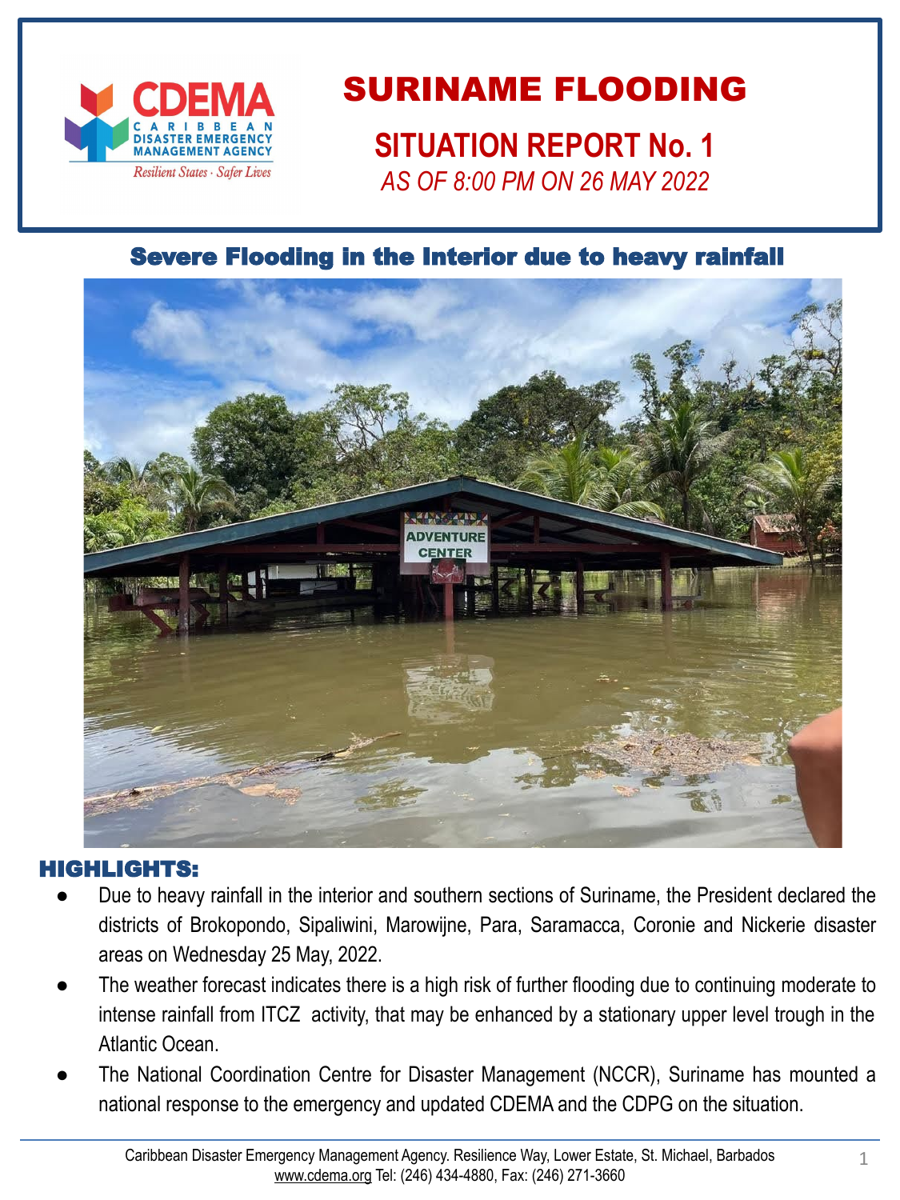# SURINAME FLOODING

## SITUATION REPORT No. 1

*AS OF 8:00 PM ON 26 MAY 2022*

### Severe Flooding in the Interior due to heavy rainfall

**HIGHLIGHTS:**

- Due to heavy rainfall in the interior and southern sections of Suriname, the President declared the districts of Brokopondo, Sipaliwini, Marowijne, Para, Saramacca, Coronie and Nickerie disaster areas on Wednesday 25 May, 2022.
- The weather forecast indicates there is a high risk of further flooding due to continuing moderate to intense rainfall from ITCZ activity, that may be enhanced by a stationary upper level trough in the Atlantic Ocean.
- The National Coordination Centre for Disaster Management (NCCR), Suriname has mounted a national response to the emergency and updated CDEMA and the CDPG on the situation.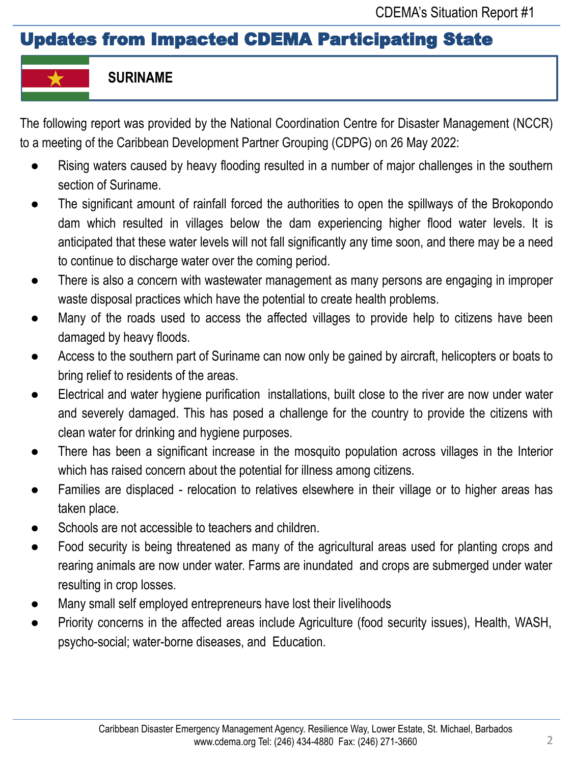## Updates from Impacted CDEMA Participating State

### SURINAME

The following report was provided by the National Coordination Centre for Disaster Management (NCCR) to a meeting of the Caribbean Development Partner Grouping (CDPG) on 26 May 2022:

- Rising waters caused by heavy flooding resulted in a number of major challenges in the southern section of Suriname.
- The significant amount of rainfall forced the authorities to open the spillways of the Brokopondo dam which resulted in villages below the dam experiencing higher flood water levels. It is anticipated that these water levels will not fall significantly any time soon, and there may be a need to continue to discharge water over the coming period.
- There is also a concern with wastewater management as many persons are engaging in improper waste disposal practices which have the potential to create health problems.
- Many of the roads used to access the affected villages to provide help to citizens have been damaged by heavy floods.
- Access to the southern part of Suriname can now only be gained by aircraft, helicopters or boats to bring relief to residents of the areas.
- Electrical and water hygiene purification installations, built close to the river are now under water and severely damaged. This has posed a challenge for the country to provide the citizens with clean water for drinking and hygiene purposes.
- There has been a significant increase in the mosquito population across villages in the Interior which has raised concern about the potential for illness among citizens.
- Families are displaced - relocation to relatives elsewhere in their village or to higher areas has taken place.
- Schools are not accessible to teachers and children.
- Food security is being threatened as many of the agricultural areas used for planting crops and rearing animals are now under water. Farms are inundated and crops are submerged under water resulting in crop losses.
- Many small self employed entrepreneurs have lost their livelihoods
- Priority concerns in the affected areas include Agriculture (food security issues), Health, WASH, psycho-social; water-borne diseases, and Education.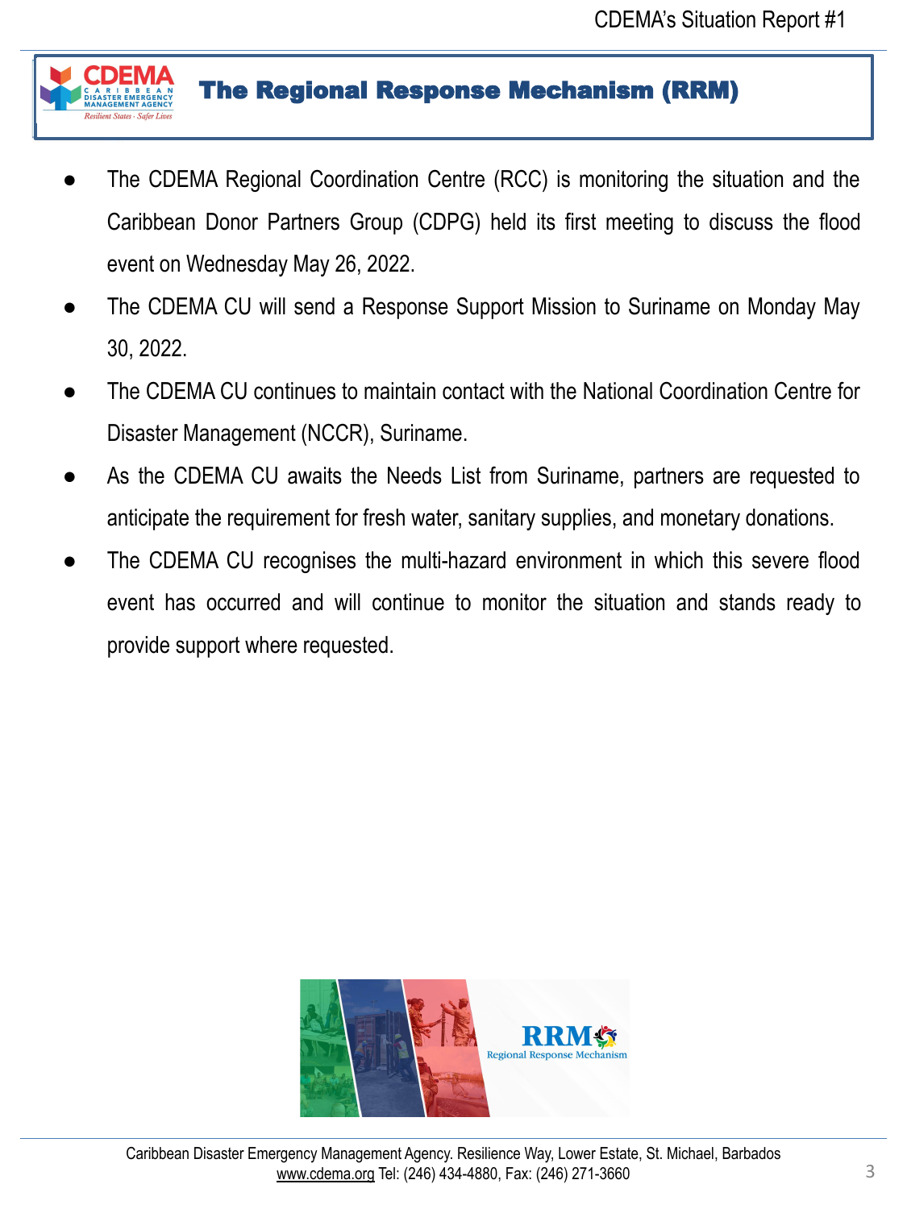## The Regional Response Mechanism (RRM)

- The CDEMA Regional Coordination Centre (RCC) is monitoring the situation and the Caribbean Donor Partners Group (CDPG) held its first meeting to discuss the flood event on Wednesday May 26, 2022.
- The CDEMA CU will send a Response Support Mission to Suriname on Monday May 30, 2022.
- The CDEMA CU continues to maintain contact with the National Coordination Centre for Disaster Management (NCCR), Suriname.
- As the CDEMA CU awaits the Needs List from Suriname, partners are requested to anticipate the requirement for fresh water, sanitary supplies, and monetary donations.
- The CDEMA CU recognises the multi-hazard environment in which this severe flood event has occurred and will continue to monitor the situation and stands ready to provide support where requested.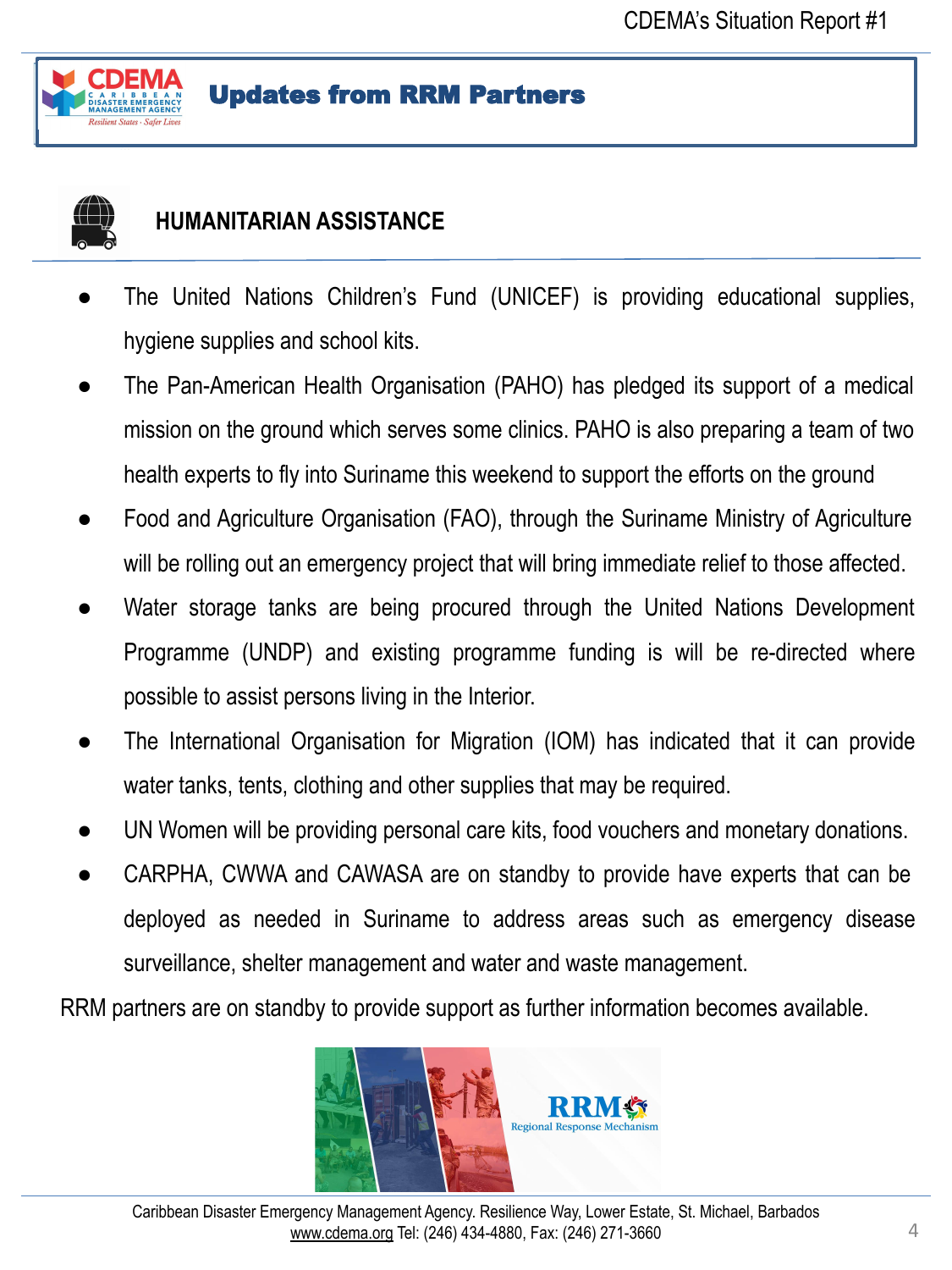## Updates from RRM Partners

### HUMANITARIAN ASSISTANCE

- The United Nations Children's Fund (UNICEF) is providing educational supplies, hygiene supplies and school kits.
- The Pan-American Health Organisation (PAHO) has pledged its support of a medical mission on the ground which serves some clinics. PAHO is also preparing a team of two health experts to fly into Suriname this weekend to support the efforts on the ground
- Food and Agriculture Organisation (FAO), through the Suriname Ministry of Agriculture will be rolling out an emergency project that will bring immediate relief to those affected.
- Water storage tanks are being procured through the United Nations Development Programme (UNDP) and existing programme funding is will be re-directed where possible to assist persons living in the Interior.
- The International Organisation for Migration (IOM) has indicated that it can provide water tanks, tents, clothing and other supplies that may be required.
- UN Women will be providing personal care kits, food vouchers and monetary donations.
- CARPHA, CWWA and CAWASA are on standby to provide have experts that can be deployed as needed in Suriname to address areas such as emergency disease surveillance, shelter management and water and waste management.

RRM partners are on standby to provide support as further information becomes available.

Caribbean Disaster Emergency Management Agency. Resilience Way, Lower Estate, St. Michael, Barbados
www.cdema.org Tel: (246) 434-4880, Fax: (246) 271-3660